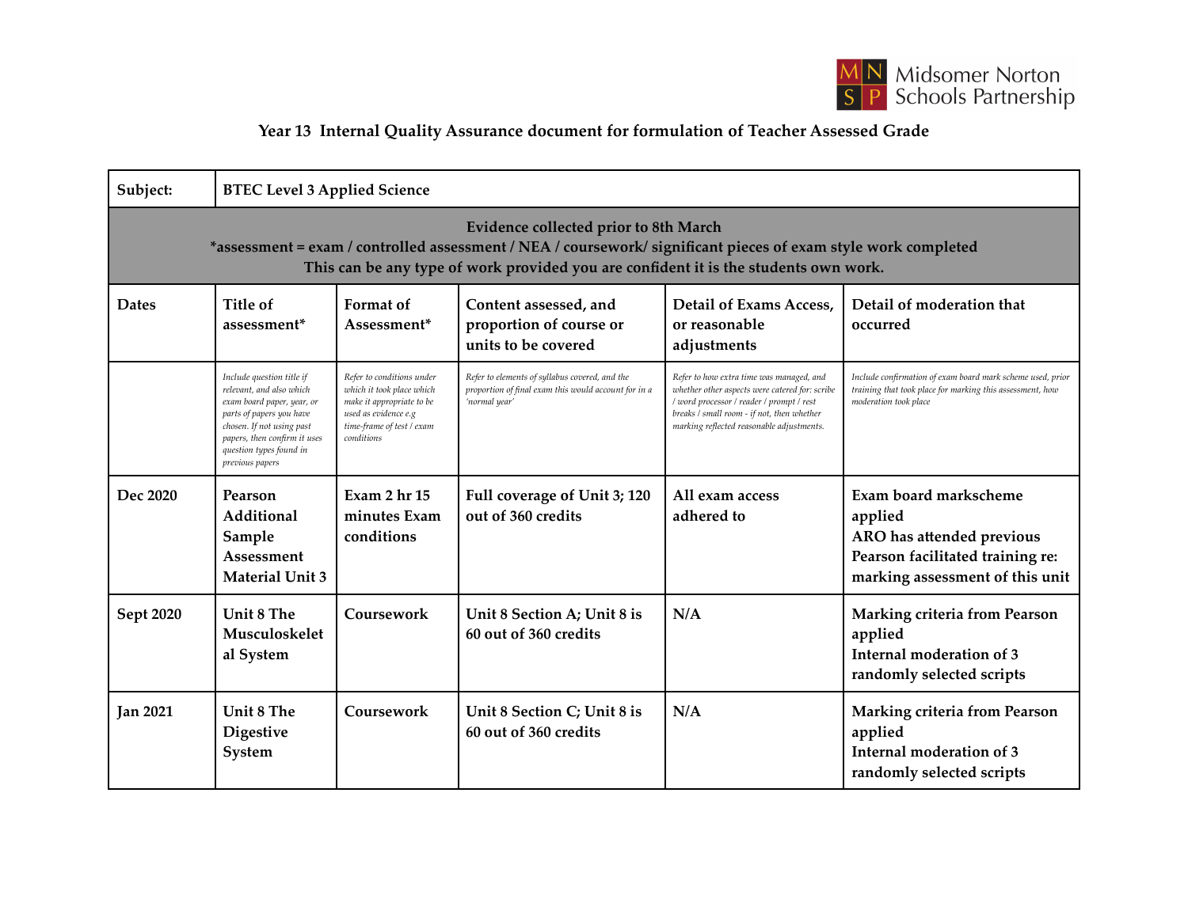Midsomer Norton Schools Partnership

## Year 13 Internal Quality Assurance document for formulation of Teacher Assessed Grade

| Subject: | BTEC Level 3 Applied Science | | | | |
|---|---|---|---|---|---|
| **Evidence collected prior to 8th March** *assessment = exam / controlled assessment / NEA / coursework/ significant pieces of exam style work completed. This can be any type of work provided you are confident it is the students own work. | | | | | |
| **Dates** | **Title of assessment*** | **Format of Assessment*** | **Content assessed, and proportion of course or units to be covered** | **Detail of Exams Access, or reasonable adjustments** | **Detail of moderation that occurred** |
| | *Include question title if relevant, and also which exam board paper, year, or parts of papers you have chosen. If not using past papers, then confirm it uses question types found in previous papers* | *Refer to conditions under which it took place which make it appropriate to be used as evidence e.g time-frame of test / exam conditions* | *Refer to elements of syllabus covered, and the proportion of final exam this would account for in a 'normal year'* | *Refer to how extra time was managed, and whether other aspects were catered for: scribe / word processor / reader / prompt / rest breaks / small room - if not, then whether marking reflected reasonable adjustments.* | *Include confirmation of exam board mark scheme used, prior training that took place for marking this assessment, how moderation took place* |
| Dec 2020 | Pearson Additional Sample Assessment Material Unit 3 | Exam 2 hr 15 minutes Exam conditions | Full coverage of Unit 3; 120 out of 360 credits | All exam access adhered to | Exam board markscheme applied<br>ARO has attended previous Pearson facilitated training re: marking assessment of this unit |
| Sept 2020 | Unit 8 The Musculoskeletal System | Coursework | Unit 8 Section A; Unit 8 is 60 out of 360 credits | N/A | Marking criteria from Pearson applied<br>Internal moderation of 3 randomly selected scripts |
| Jan 2021 | Unit 8 The Digestive System | Coursework | Unit 8 Section C; Unit 8 is 60 out of 360 credits | N/A | Marking criteria from Pearson applied<br>Internal moderation of 3 randomly selected scripts |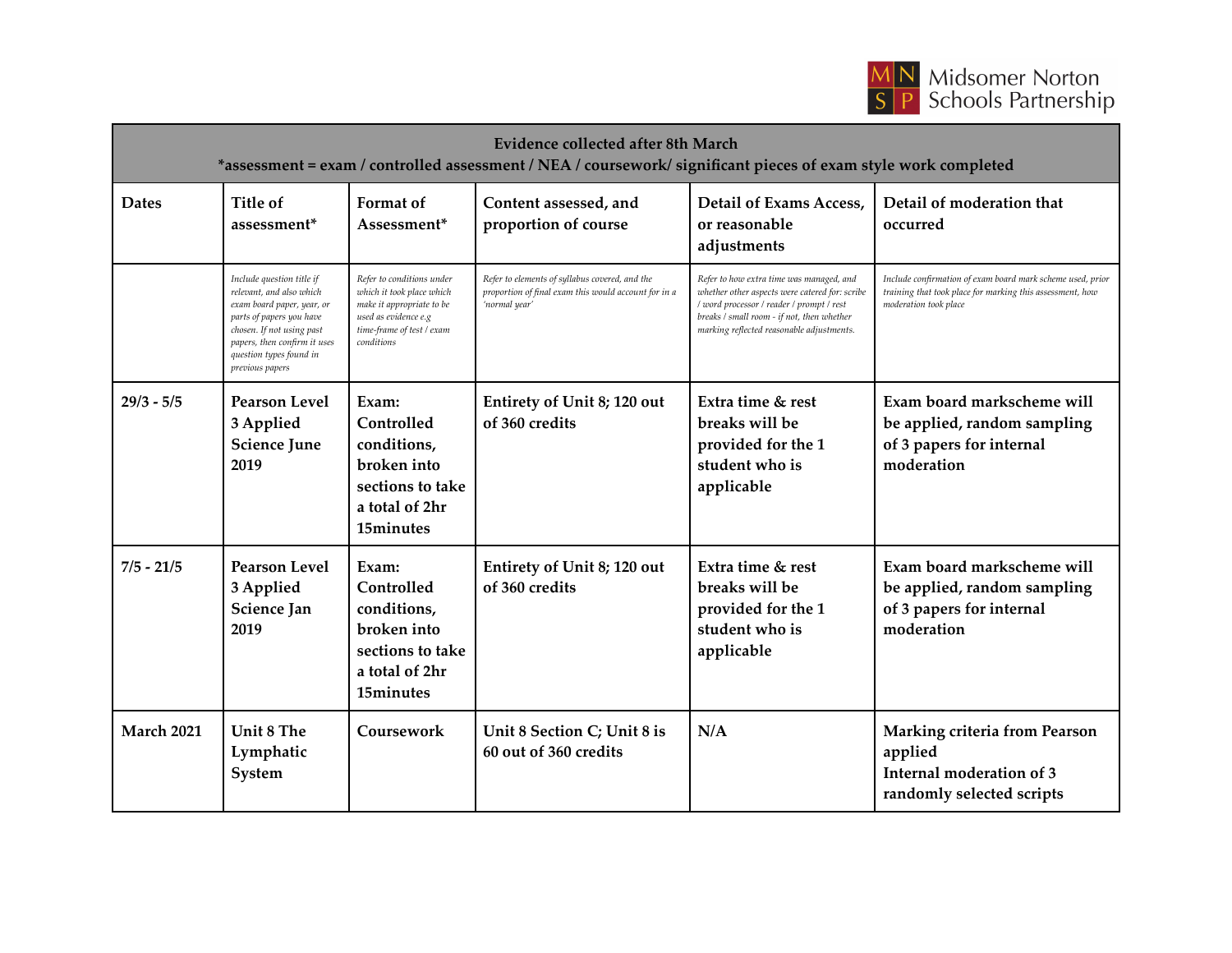| Evidence collected after 8th March<br>*assessment = exam / controlled assessment / NEA / coursework/ significant pieces of exam style work completed | | | | | |
|---|---|---|---|---|---|
| **Dates** | **Title of assessment*** | **Format of Assessment*** | **Content assessed, and proportion of course** | **Detail of Exams Access, or reasonable adjustments** | **Detail of moderation that occurred** |
| | *Include question title if relevant, and also which exam board paper, year, or parts of papers you have chosen. If not using past papers, then confirm it uses question types found in previous papers* | *Refer to conditions under which it took place which make it appropriate to be used as evidence e.g time-frame of test / exam conditions* | *Refer to elements of syllabus covered, and the proportion of final exam this would account for in a 'normal year'* | *Refer to how extra time was managed, and whether other aspects were catered for: scribe / word processor / reader / prompt / rest breaks / small room - if not, then whether marking reflected reasonable adjustments.* | *Include confirmation of exam board mark scheme used, prior training that took place for marking this assessment, how moderation took place* |
| 29/3 - 5/5 | Pearson Level 3 Applied Science June 2019 | Exam: Controlled conditions, broken into sections to take a total of 2hr 15minutes | Entirety of Unit 8; 120 out of 360 credits | Extra time & rest breaks will be provided for the 1 student who is applicable | Exam board markscheme will be applied, random sampling of 3 papers for internal moderation |
| 7/5 - 21/5 | Pearson Level 3 Applied Science Jan 2019 | Exam: Controlled conditions, broken into sections to take a total of 2hr 15minutes | Entirety of Unit 8; 120 out of 360 credits | Extra time & rest breaks will be provided for the 1 student who is applicable | Exam board markscheme will be applied, random sampling of 3 papers for internal moderation |
| March 2021 | Unit 8 The Lymphatic System | Coursework | Unit 8 Section C; Unit 8 is 60 out of 360 credits | N/A | Marking criteria from Pearson applied<br>Internal moderation of 3 randomly selected scripts |